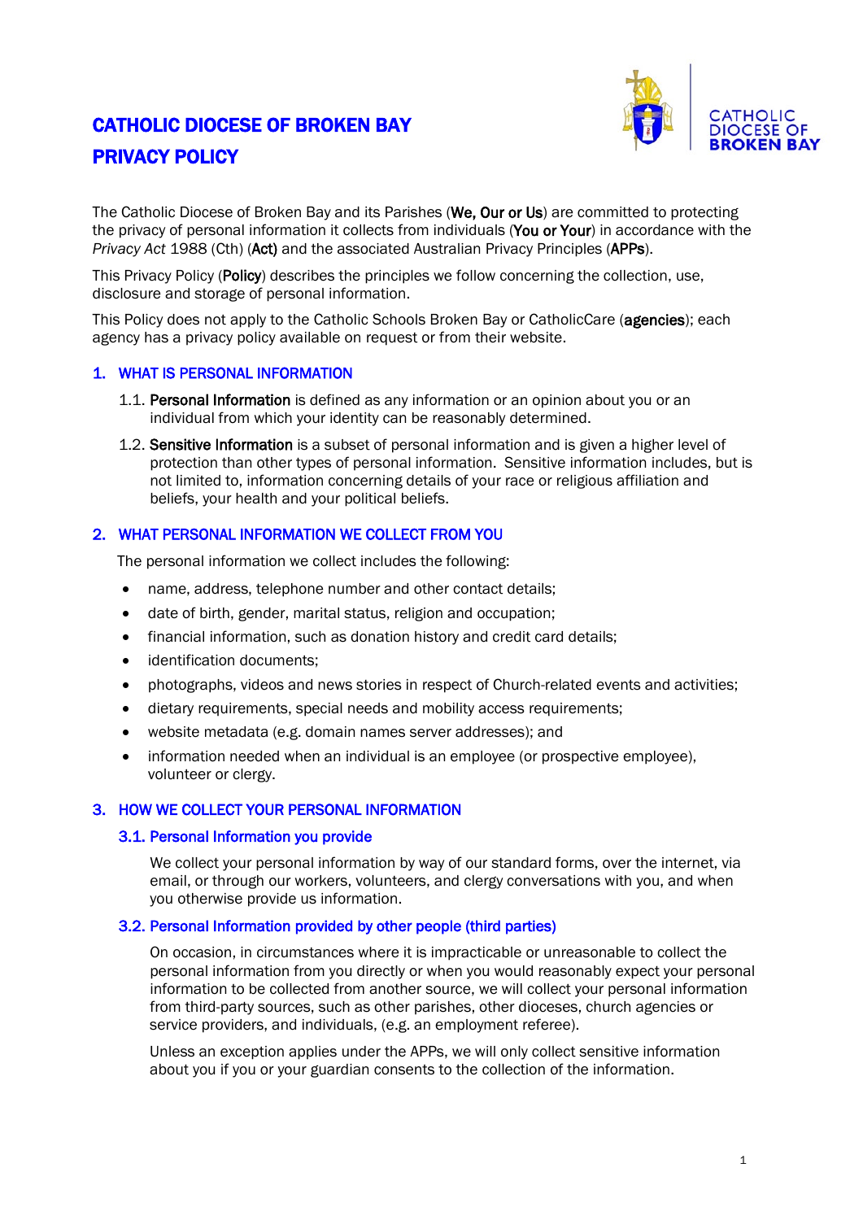# CATHOLIC DIOCESE OF BROKEN BAY
# PRIVACY POLICY

The Catholic Diocese of Broken Bay and its Parishes (**We, Our or Us**) are committed to protecting the privacy of personal information it collects from individuals (**You or Your**) in accordance with the *Privacy Act* 1988 (Cth) (**Act)** and the associated Australian Privacy Principles (**APPs**).

This Privacy Policy (**Policy**) describes the principles we follow concerning the collection, use, disclosure and storage of personal information.

This Policy does not apply to the Catholic Schools Broken Bay or CatholicCare (**agencies**); each agency has a privacy policy available on request or from their website.

## 1. WHAT IS PERSONAL INFORMATION

1.1. **Personal Information** is defined as any information or an opinion about you or an individual from which your identity can be reasonably determined.

1.2. **Sensitive Information** is a subset of personal information and is given a higher level of protection than other types of personal information. Sensitive information includes, but is not limited to, information concerning details of your race or religious affiliation and beliefs, your health and your political beliefs.

## 2. WHAT PERSONAL INFORMATION WE COLLECT FROM YOU

The personal information we collect includes the following:

- name, address, telephone number and other contact details;
- date of birth, gender, marital status, religion and occupation;
- financial information, such as donation history and credit card details;
- identification documents;
- photographs, videos and news stories in respect of Church-related events and activities;
- dietary requirements, special needs and mobility access requirements;
- website metadata (e.g. domain names server addresses); and
- information needed when an individual is an employee (or prospective employee), volunteer or clergy.

## 3. HOW WE COLLECT YOUR PERSONAL INFORMATION

### 3.1. Personal Information you provide

We collect your personal information by way of our standard forms, over the internet, via email, or through our workers, volunteers, and clergy conversations with you, and when you otherwise provide us information.

### 3.2. Personal Information provided by other people (third parties)

On occasion, in circumstances where it is impracticable or unreasonable to collect the personal information from you directly or when you would reasonably expect your personal information to be collected from another source, we will collect your personal information from third-party sources, such as other parishes, other dioceses, church agencies or service providers, and individuals, (e.g. an employment referee).

Unless an exception applies under the APPs, we will only collect sensitive information about you if you or your guardian consents to the collection of the information.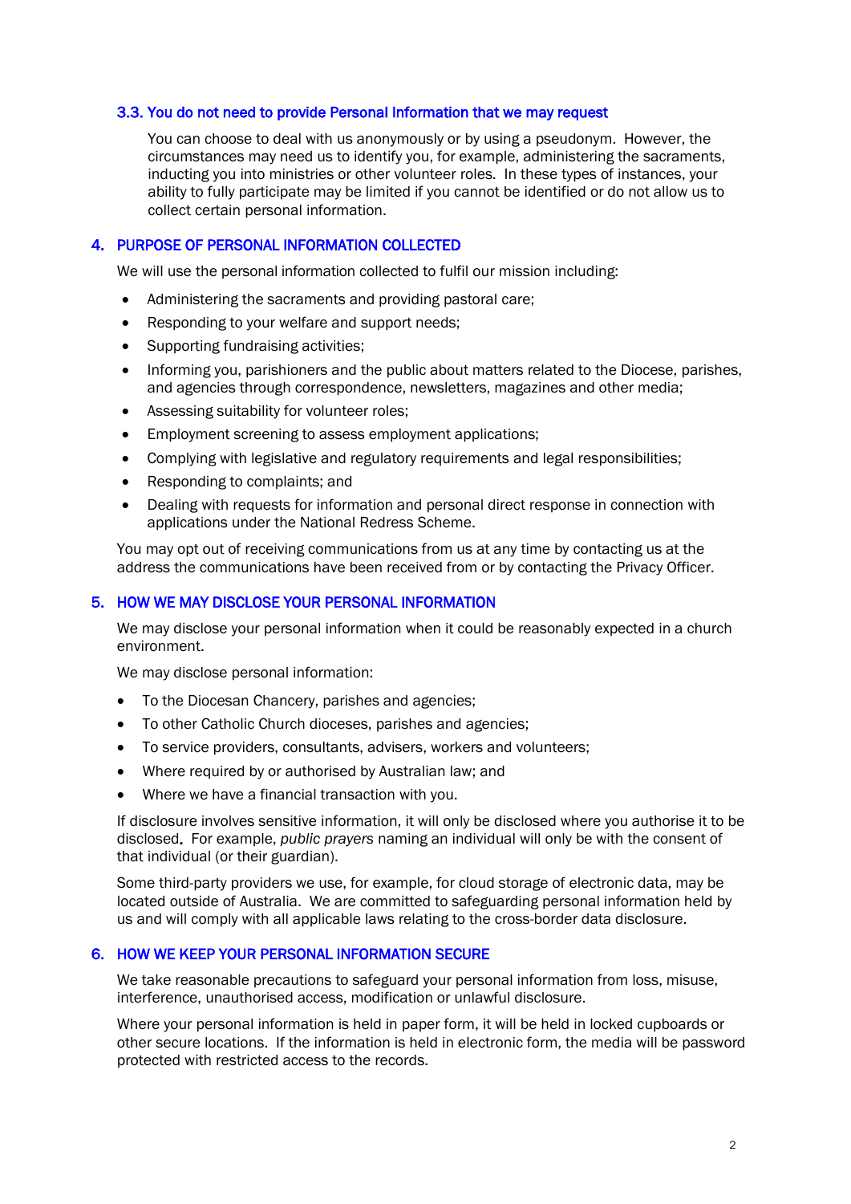### 3.3. You do not need to provide Personal Information that we may request

You can choose to deal with us anonymously or by using a pseudonym. However, the circumstances may need us to identify you, for example, administering the sacraments, inducting you into ministries or other volunteer roles. In these types of instances, your ability to fully participate may be limited if you cannot be identified or do not allow us to collect certain personal information.

## 4. PURPOSE OF PERSONAL INFORMATION COLLECTED

We will use the personal information collected to fulfil our mission including:

- Administering the sacraments and providing pastoral care;
- Responding to your welfare and support needs;
- Supporting fundraising activities;
- Informing you, parishioners and the public about matters related to the Diocese, parishes, and agencies through correspondence, newsletters, magazines and other media;
- Assessing suitability for volunteer roles;
- Employment screening to assess employment applications;
- Complying with legislative and regulatory requirements and legal responsibilities;
- Responding to complaints; and
- Dealing with requests for information and personal direct response in connection with applications under the National Redress Scheme.

You may opt out of receiving communications from us at any time by contacting us at the address the communications have been received from or by contacting the Privacy Officer.

## 5. HOW WE MAY DISCLOSE YOUR PERSONAL INFORMATION

We may disclose your personal information when it could be reasonably expected in a church environment.

We may disclose personal information:

- To the Diocesan Chancery, parishes and agencies;
- To other Catholic Church dioceses, parishes and agencies;
- To service providers, consultants, advisers, workers and volunteers;
- Where required by or authorised by Australian law; and
- Where we have a financial transaction with you.

If disclosure involves sensitive information, it will only be disclosed where you authorise it to be disclosed**.** For example, *public prayers* naming an individual will only be with the consent of that individual (or their guardian).

Some third-party providers we use, for example, for cloud storage of electronic data, may be located outside of Australia. We are committed to safeguarding personal information held by us and will comply with all applicable laws relating to the cross-border data disclosure.

## 6. HOW WE KEEP YOUR PERSONAL INFORMATION SECURE

We take reasonable precautions to safeguard your personal information from loss, misuse, interference, unauthorised access, modification or unlawful disclosure.

Where your personal information is held in paper form, it will be held in locked cupboards or other secure locations. If the information is held in electronic form, the media will be password protected with restricted access to the records.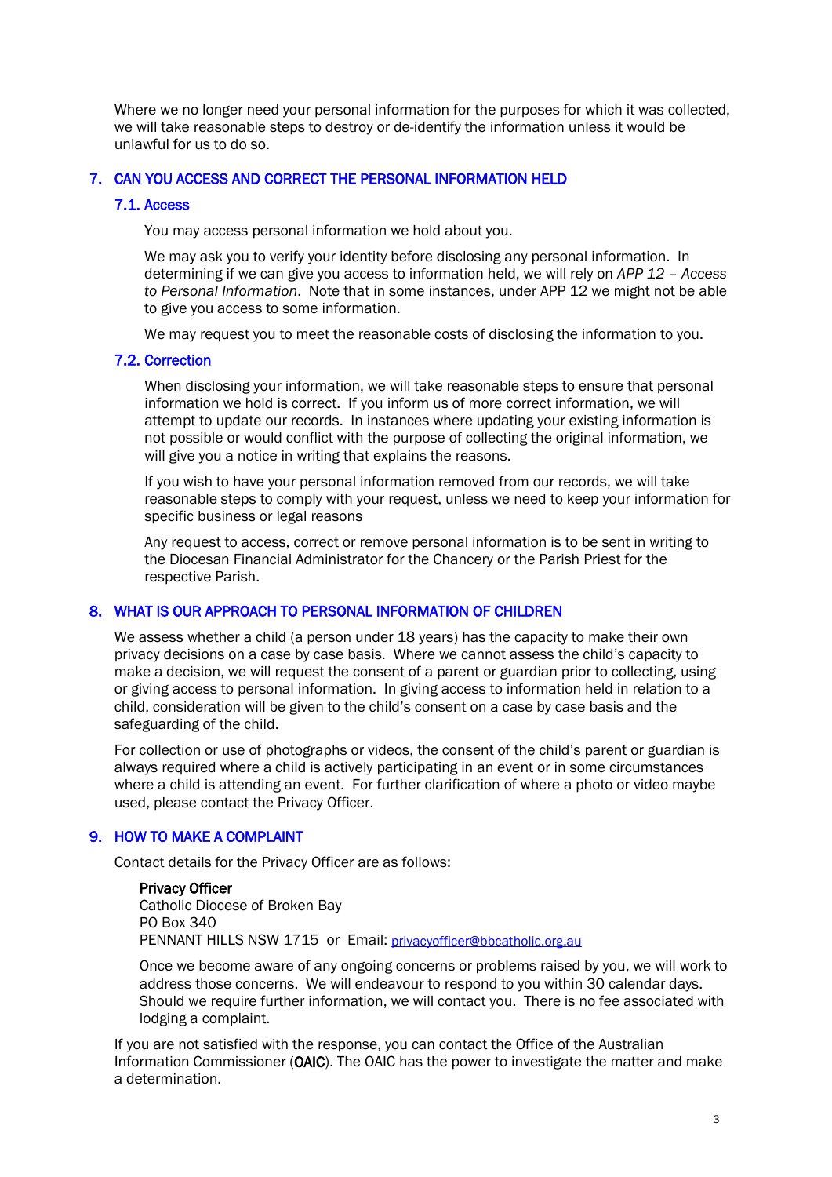Where we no longer need your personal information for the purposes for which it was collected, we will take reasonable steps to destroy or de-identify the information unless it would be unlawful for us to do so.

## 7. CAN YOU ACCESS AND CORRECT THE PERSONAL INFORMATION HELD

### 7.1. Access

You may access personal information we hold about you.

We may ask you to verify your identity before disclosing any personal information. In determining if we can give you access to information held, we will rely on *APP 12 – Access to Personal Information*. Note that in some instances, under APP 12 we might not be able to give you access to some information.

We may request you to meet the reasonable costs of disclosing the information to you.

### 7.2. Correction

When disclosing your information, we will take reasonable steps to ensure that personal information we hold is correct. If you inform us of more correct information, we will attempt to update our records. In instances where updating your existing information is not possible or would conflict with the purpose of collecting the original information, we will give you a notice in writing that explains the reasons.

If you wish to have your personal information removed from our records, we will take reasonable steps to comply with your request, unless we need to keep your information for specific business or legal reasons

Any request to access, correct or remove personal information is to be sent in writing to the Diocesan Financial Administrator for the Chancery or the Parish Priest for the respective Parish.

## 8. WHAT IS OUR APPROACH TO PERSONAL INFORMATION OF CHILDREN

We assess whether a child (a person under 18 years) has the capacity to make their own privacy decisions on a case by case basis. Where we cannot assess the child's capacity to make a decision, we will request the consent of a parent or guardian prior to collecting, using or giving access to personal information. In giving access to information held in relation to a child, consideration will be given to the child's consent on a case by case basis and the safeguarding of the child.

For collection or use of photographs or videos, the consent of the child's parent or guardian is always required where a child is actively participating in an event or in some circumstances where a child is attending an event. For further clarification of where a photo or video maybe used, please contact the Privacy Officer.

## 9. HOW TO MAKE A COMPLAINT

Contact details for the Privacy Officer are as follows:

**Privacy Officer**
Catholic Diocese of Broken Bay
PO Box 340
PENNANT HILLS NSW 1715 or Email: privacyofficer@bbcatholic.org.au

Once we become aware of any ongoing concerns or problems raised by you, we will work to address those concerns. We will endeavour to respond to you within 30 calendar days. Should we require further information, we will contact you. There is no fee associated with lodging a complaint.

If you are not satisfied with the response, you can contact the Office of the Australian Information Commissioner (**OAIC**). The OAIC has the power to investigate the matter and make a determination.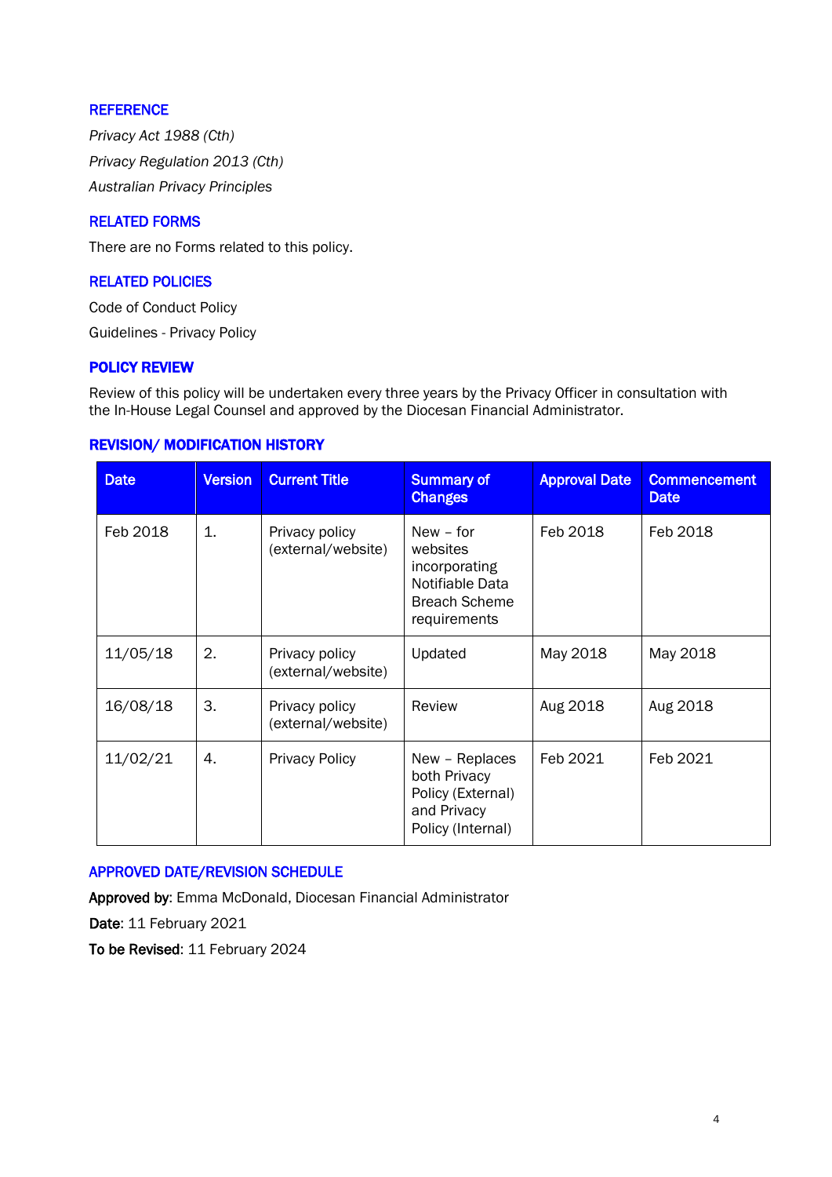## REFERENCE

*Privacy Act 1988 (Cth)*

*Privacy Regulation 2013 (Cth)*

*Australian Privacy Principles*

## RELATED FORMS

There are no Forms related to this policy.

## RELATED POLICIES

Code of Conduct Policy

Guidelines - Privacy Policy

## POLICY REVIEW

Review of this policy will be undertaken every three years by the Privacy Officer in consultation with the In-House Legal Counsel and approved by the Diocesan Financial Administrator.

## REVISION/ MODIFICATION HISTORY

| Date | Version | Current Title | Summary of Changes | Approval Date | Commencement Date |
|---|---|---|---|---|---|
| Feb 2018 | 1. | Privacy policy (external/website) | New – for websites incorporating Notifiable Data Breach Scheme requirements | Feb 2018 | Feb 2018 |
| 11/05/18 | 2. | Privacy policy (external/website) | Updated | May 2018 | May 2018 |
| 16/08/18 | 3. | Privacy policy (external/website) | Review | Aug 2018 | Aug 2018 |
| 11/02/21 | 4. | Privacy Policy | New – Replaces both Privacy Policy (External) and Privacy Policy (Internal) | Feb 2021 | Feb 2021 |

## APPROVED DATE/REVISION SCHEDULE

**Approved by:** Emma McDonald, Diocesan Financial Administrator

**Date**: 11 February 2021

**To be Revised**: 11 February 2024